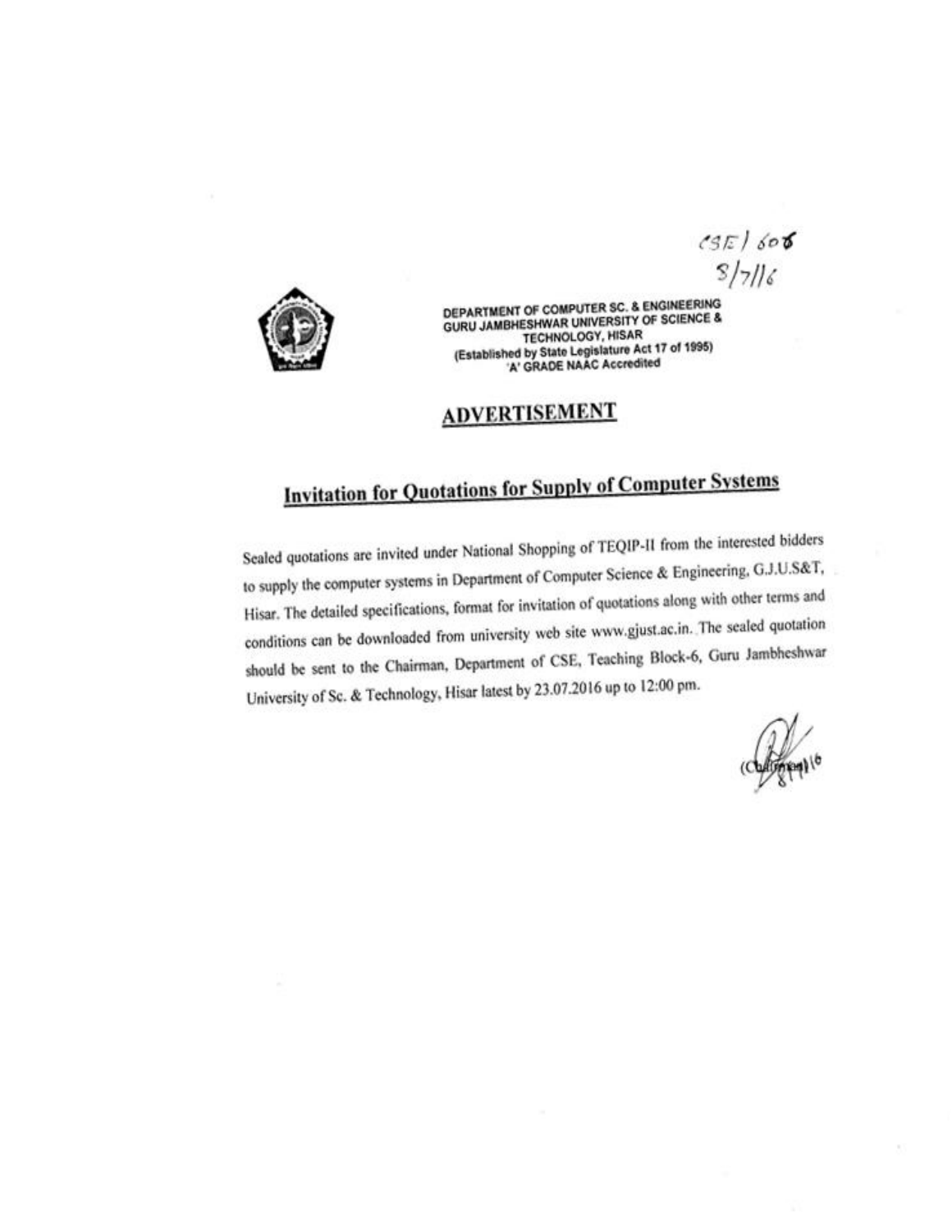CSE/606
8/7/16

DEPARTMENT OF COMPUTER SC. & ENGINEERING
GURU JAMBHESHWAR UNIVERSITY OF SCIENCE & TECHNOLOGY, HISAR
(Established by State Legislature Act 17 of 1995)
'A' GRADE NAAC Accredited

# ADVERTISEMENT

## Invitation for Quotations for Supply of Computer Systems

Sealed quotations are invited under National Shopping of TEQIP-II from the interested bidders to supply the computer systems in Department of Computer Science & Engineering, G.J.U.S&T, Hisar. The detailed specifications, format for invitation of quotations along with other terms and conditions can be downloaded from university web site www.gjust.ac.in. The sealed quotation should be sent to the Chairman, Department of CSE, Teaching Block-6, Guru Jambheshwar University of Sc. & Technology, Hisar latest by 23.07.2016 up to 12:00 pm.

(Chairman)
8/7/16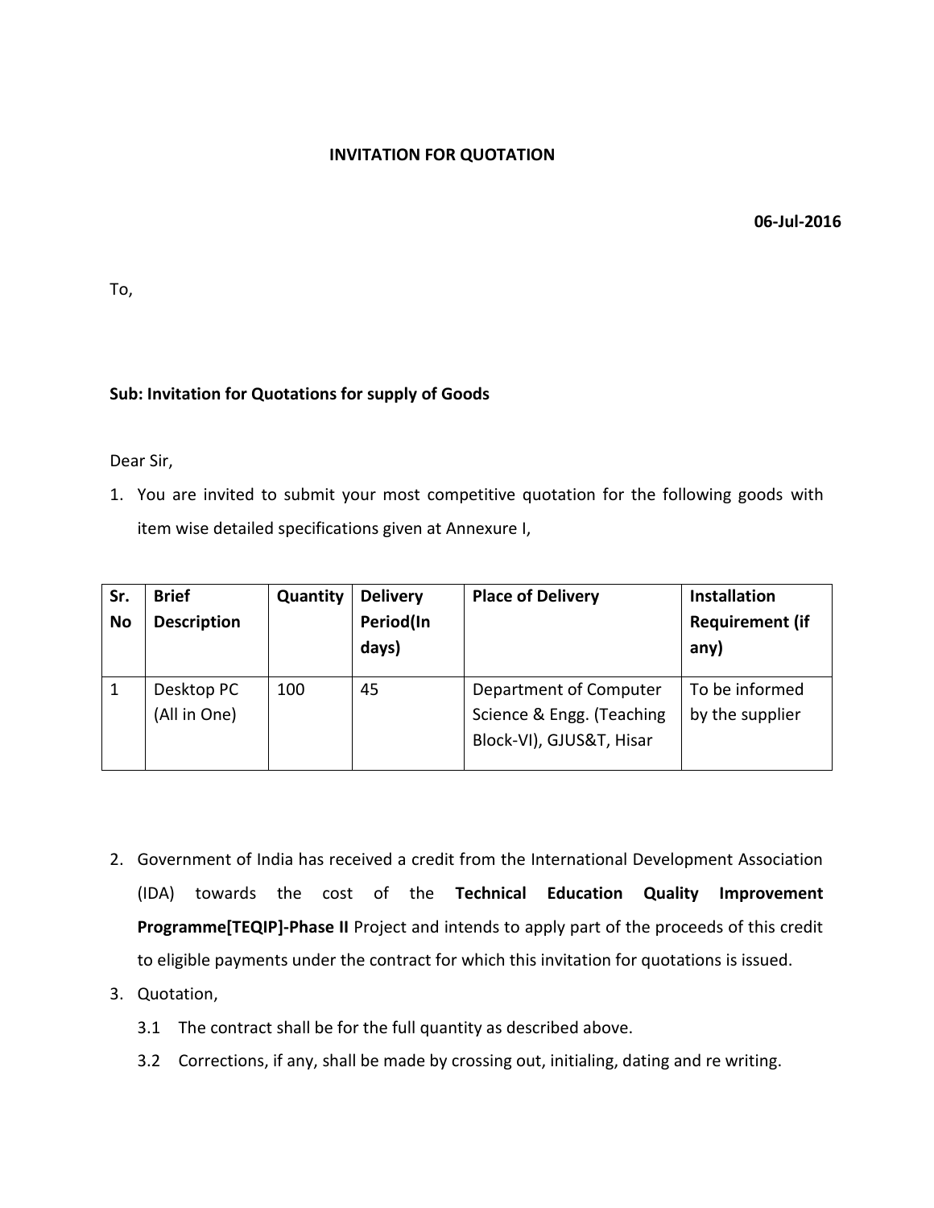**INVITATION FOR QUOTATION**

**06-Jul-2016**

To,

**Sub: Invitation for Quotations for supply of Goods**

Dear Sir,

1. You are invited to submit your most competitive quotation for the following goods with item wise detailed specifications given at Annexure I,

| Sr. No | Brief Description | Quantity | Delivery Period(In days) | Place of Delivery | Installation Requirement (if any) |
|---|---|---|---|---|---|
| 1 | Desktop PC (All in One) | 100 | 45 | Department of Computer Science & Engg. (Teaching Block-VI), GJUS&T, Hisar | To be informed by the supplier |

2. Government of India has received a credit from the International Development Association (IDA) towards the cost of the **Technical Education Quality Improvement Programme[TEQIP]-Phase II** Project and intends to apply part of the proceeds of this credit to eligible payments under the contract for which this invitation for quotations is issued.
3. Quotation,
   - 3.1 The contract shall be for the full quantity as described above.
   - 3.2 Corrections, if any, shall be made by crossing out, initialing, dating and re writing.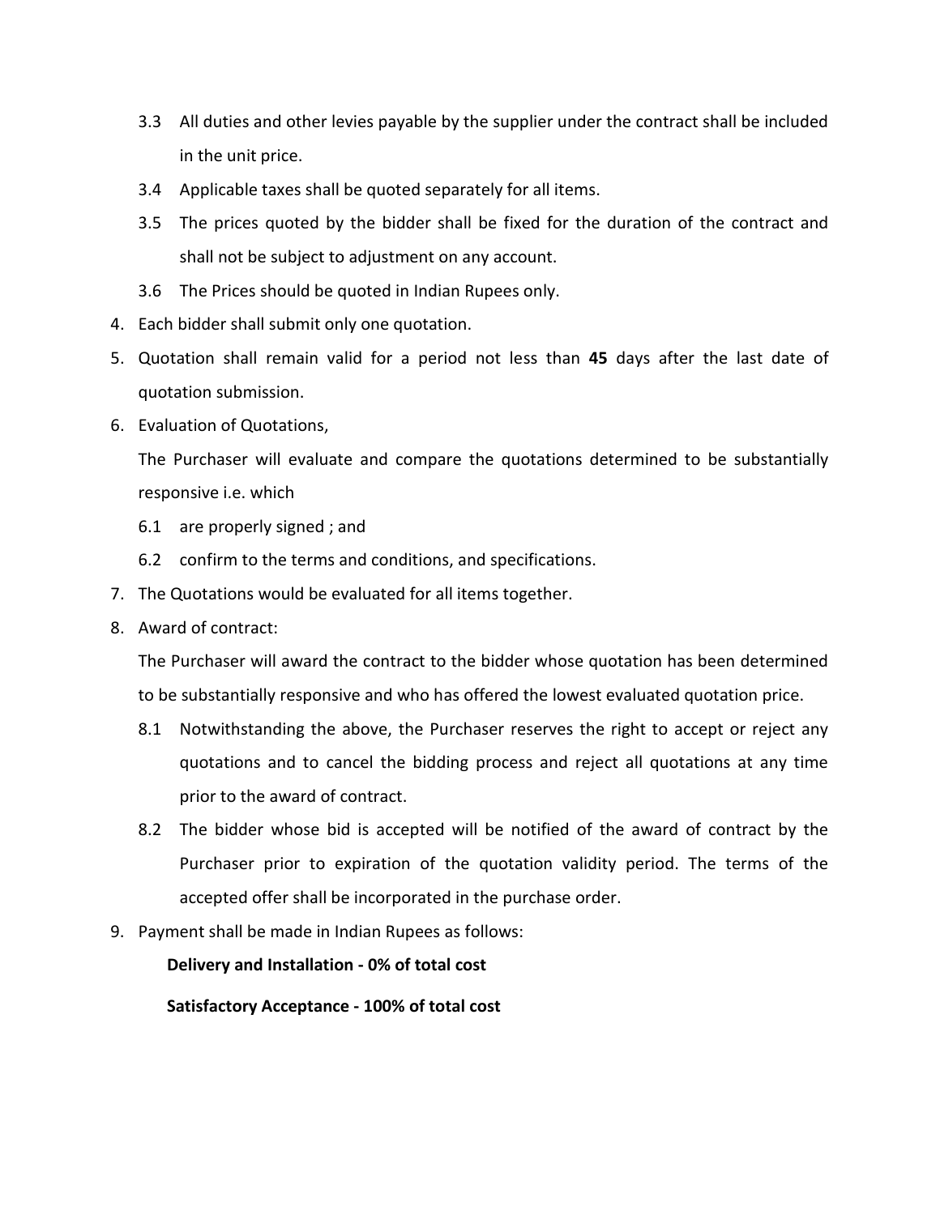3.3 All duties and other levies payable by the supplier under the contract shall be included in the unit price.

3.4 Applicable taxes shall be quoted separately for all items.

3.5 The prices quoted by the bidder shall be fixed for the duration of the contract and shall not be subject to adjustment on any account.

3.6 The Prices should be quoted in Indian Rupees only.

4. Each bidder shall submit only one quotation.

5. Quotation shall remain valid for a period not less than **45** days after the last date of quotation submission.

6. Evaluation of Quotations,

   The Purchaser will evaluate and compare the quotations determined to be substantially responsive i.e. which

   6.1 are properly signed ; and

   6.2 confirm to the terms and conditions, and specifications.

7. The Quotations would be evaluated for all items together.

8. Award of contract:

   The Purchaser will award the contract to the bidder whose quotation has been determined to be substantially responsive and who has offered the lowest evaluated quotation price.

   8.1 Notwithstanding the above, the Purchaser reserves the right to accept or reject any quotations and to cancel the bidding process and reject all quotations at any time prior to the award of contract.

   8.2 The bidder whose bid is accepted will be notified of the award of contract by the Purchaser prior to expiration of the quotation validity period. The terms of the accepted offer shall be incorporated in the purchase order.

9. Payment shall be made in Indian Rupees as follows:

   **Delivery and Installation - 0% of total cost**

   **Satisfactory Acceptance - 100% of total cost**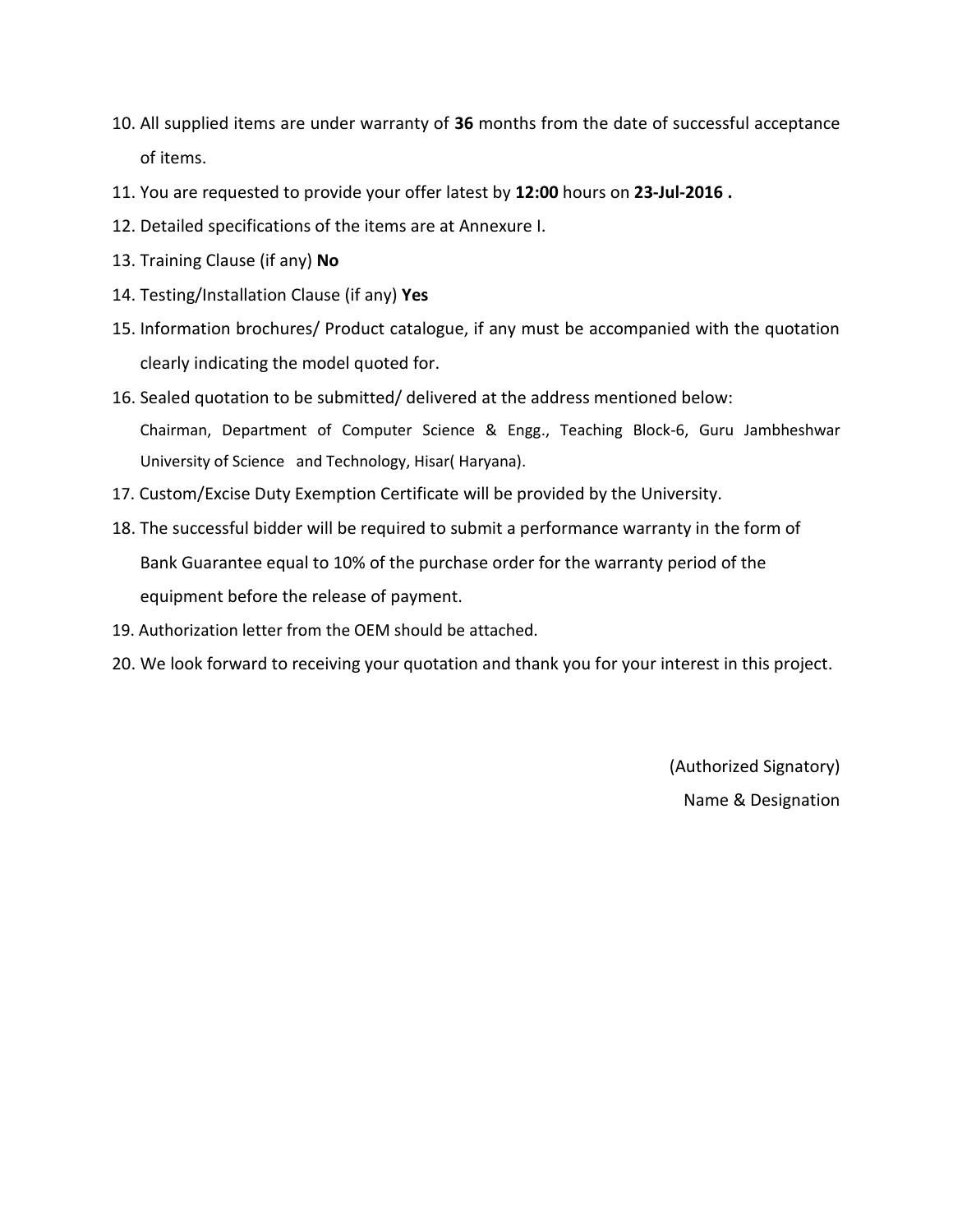10. All supplied items are under warranty of **36** months from the date of successful acceptance of items.
11. You are requested to provide your offer latest by **12:00** hours on **23-Jul-2016 .**
12. Detailed specifications of the items are at Annexure I.
13. Training Clause (if any) **No**
14. Testing/Installation Clause (if any) **Yes**
15. Information brochures/ Product catalogue, if any must be accompanied with the quotation clearly indicating the model quoted for.
16. Sealed quotation to be submitted/ delivered at the address mentioned below:
    Chairman, Department of Computer Science & Engg., Teaching Block-6, Guru Jambheshwar University of Science and Technology, Hisar( Haryana).
17. Custom/Excise Duty Exemption Certificate will be provided by the University.
18. The successful bidder will be required to submit a performance warranty in the form of Bank Guarantee equal to 10% of the purchase order for the warranty period of the equipment before the release of payment.
19. Authorization letter from the OEM should be attached.
20. We look forward to receiving your quotation and thank you for your interest in this project.

(Authorized Signatory)

Name & Designation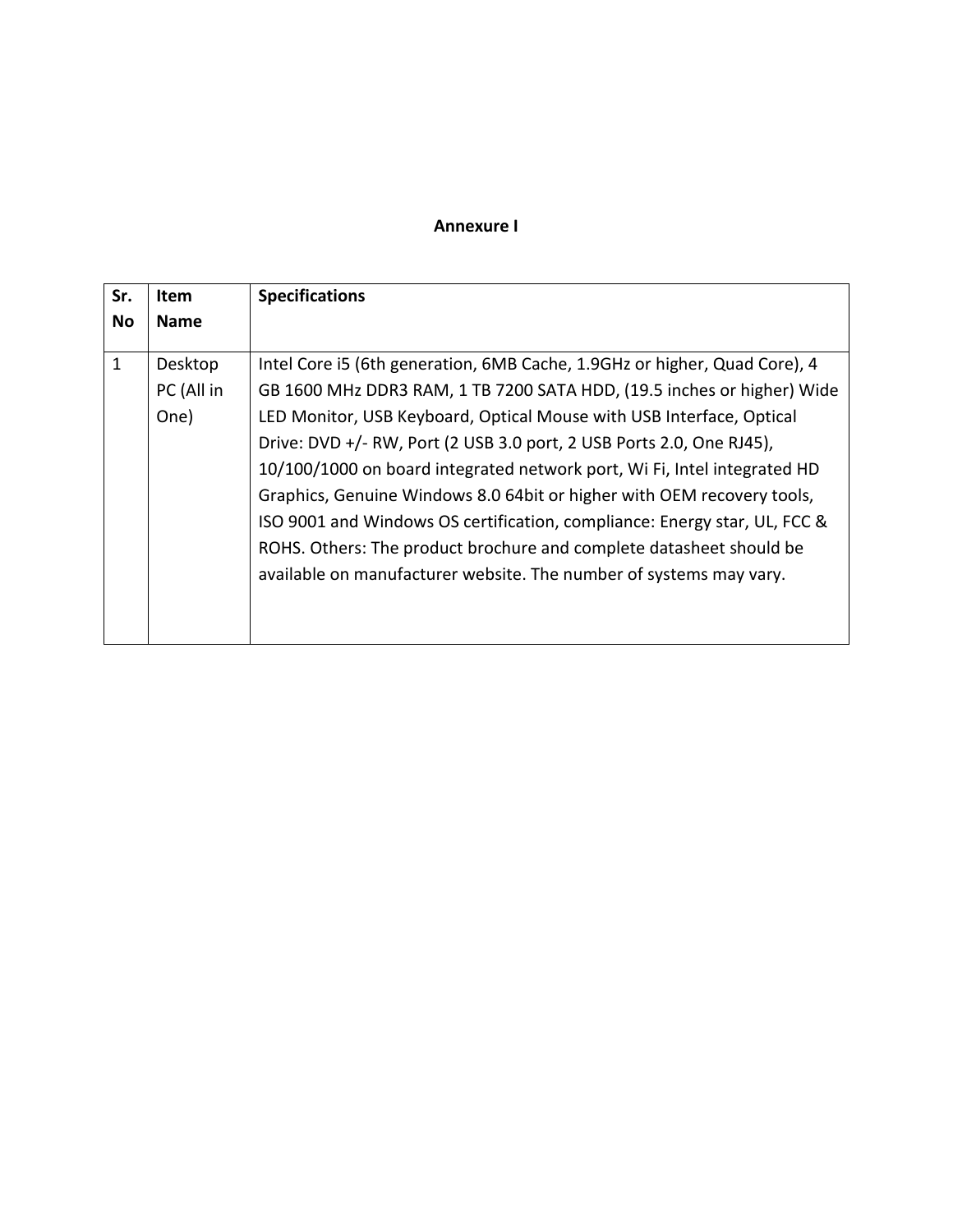**Annexure I**

| Sr. No | Item Name | Specifications |
|---|---|---|
| 1 | Desktop PC (All in One) | Intel Core i5 (6th generation, 6MB Cache, 1.9GHz or higher, Quad Core), 4 GB 1600 MHz DDR3 RAM, 1 TB 7200 SATA HDD, (19.5 inches or higher) Wide LED Monitor, USB Keyboard, Optical Mouse with USB Interface, Optical Drive: DVD +/- RW, Port (2 USB 3.0 port, 2 USB Ports 2.0, One RJ45), 10/100/1000 on board integrated network port, Wi Fi, Intel integrated HD Graphics, Genuine Windows 8.0 64bit or higher with OEM recovery tools, ISO 9001 and Windows OS certification, compliance: Energy star, UL, FCC & ROHS. Others: The product brochure and complete datasheet should be available on manufacturer website. The number of systems may vary. |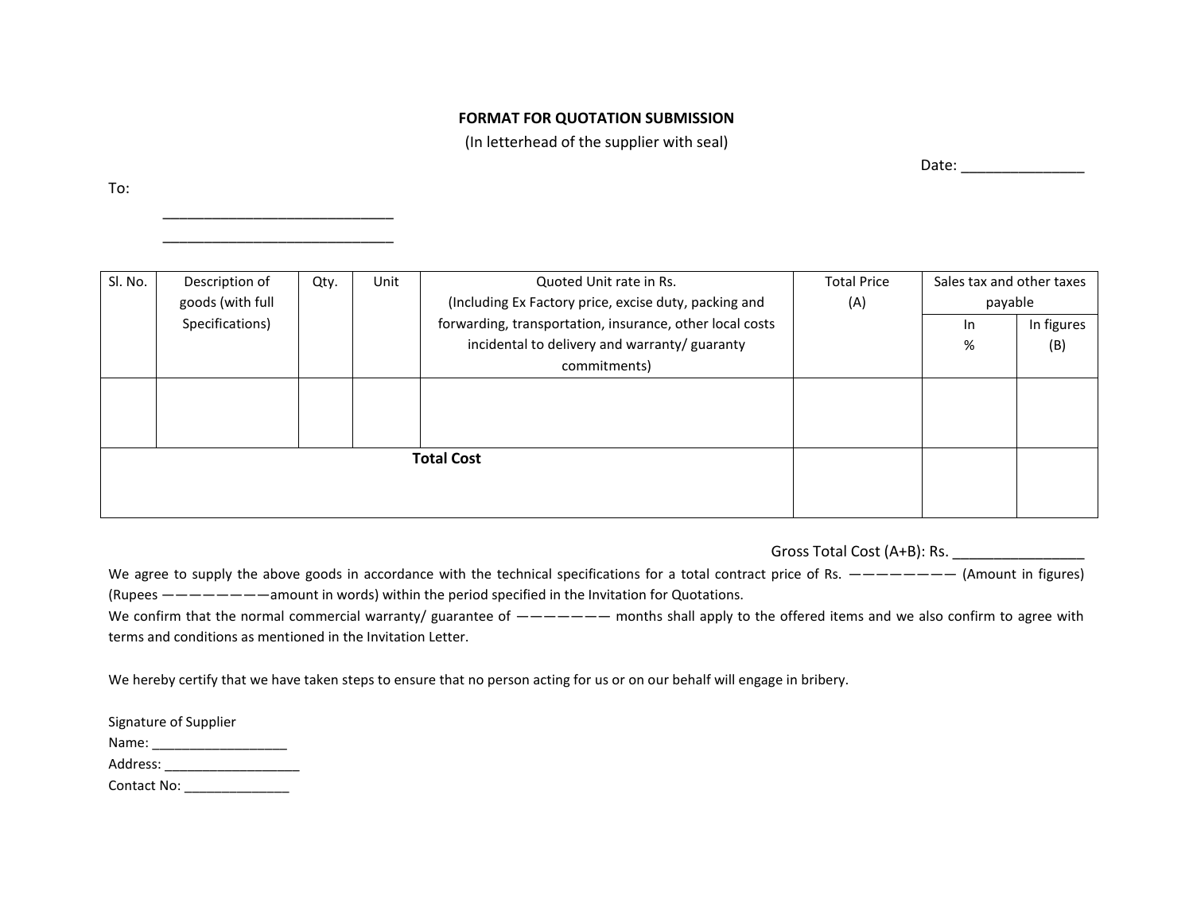**FORMAT FOR QUOTATION SUBMISSION**

(In letterhead of the supplier with seal)

Date: _______________

To:

_____________________________

_____________________________

| Sl. No. | Description of goods (with full Specifications) | Qty. | Unit | Quoted Unit rate in Rs. (Including Ex Factory price, excise duty, packing and forwarding, transportation, insurance, other local costs incidental to delivery and warranty/ guaranty commitments) | Total Price (A) | Sales tax and other taxes payable | |
|---|---|---|---|---|---|---|---|
| | | | | | | In % | In figures (B) |
| | | | | | | | |
| **Total Cost** | | | | | | | |

Gross Total Cost (A+B): Rs. ________________

We agree to supply the above goods in accordance with the technical specifications for a total contract price of Rs. ———————— (Amount in figures) (Rupees ————————amount in words) within the period specified in the Invitation for Quotations.

We confirm that the normal commercial warranty/ guarantee of ——————— months shall apply to the offered items and we also confirm to agree with terms and conditions as mentioned in the Invitation Letter.

We hereby certify that we have taken steps to ensure that no person acting for us or on our behalf will engage in bribery.

Signature of Supplier

Name: __________________

Address: __________________

Contact No: ______________